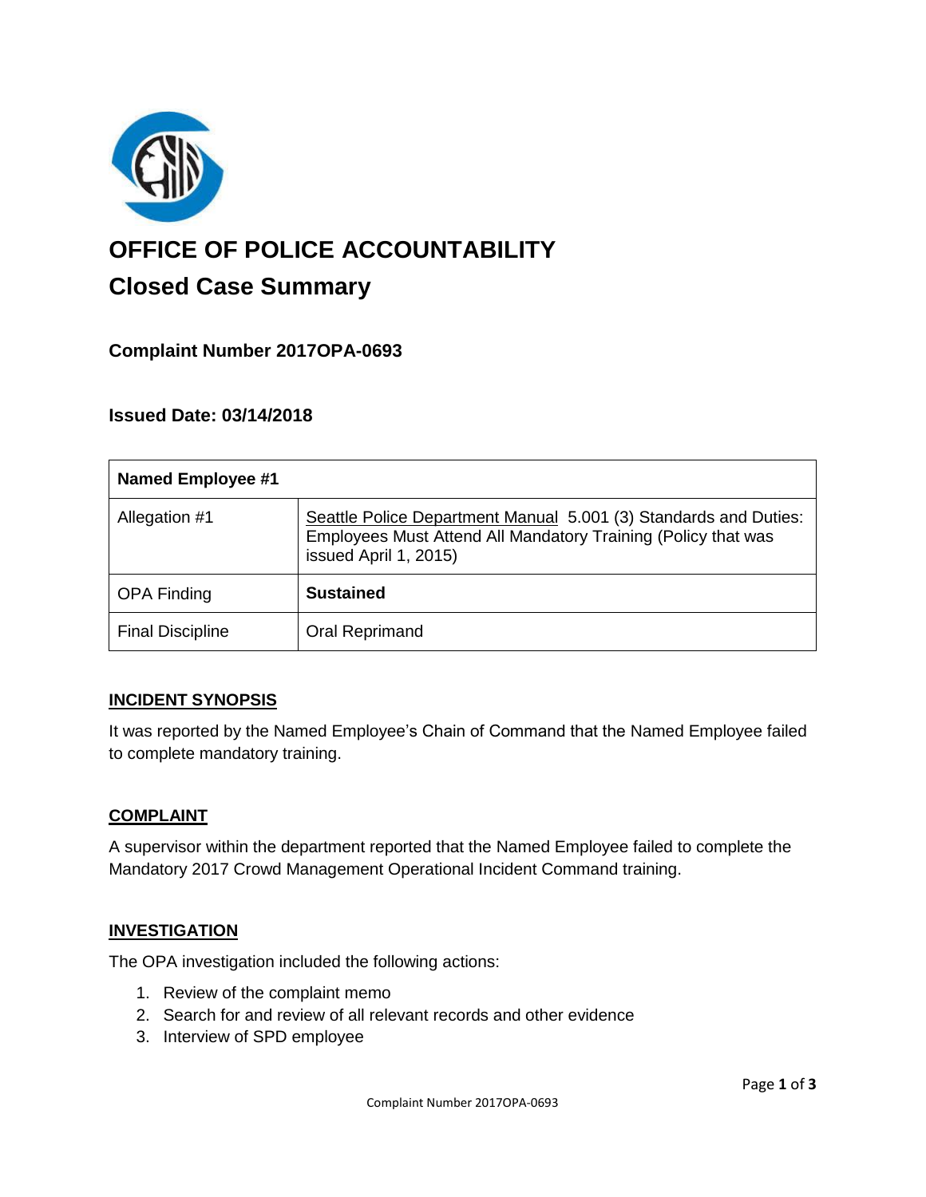# OFFICE OF POLICE ACCOUNTABILITY

## Closed Case Summary

### Complaint Number 2017OPA-0693

### Issued Date: 03/14/2018

| Named Employee #1 | |
|---|---|
| Allegation #1 | Seattle Police Department Manual 5.001 (3) Standards and Duties: Employees Must Attend All Mandatory Training (Policy that was issued April 1, 2015) |
| OPA Finding | **Sustained** |
| Final Discipline | Oral Reprimand |

#### INCIDENT SYNOPSIS

It was reported by the Named Employee's Chain of Command that the Named Employee failed to complete mandatory training.

#### COMPLAINT

A supervisor within the department reported that the Named Employee failed to complete the Mandatory 2017 Crowd Management Operational Incident Command training.

#### INVESTIGATION

The OPA investigation included the following actions:

1. Review of the complaint memo
2. Search for and review of all relevant records and other evidence
3. Interview of SPD employee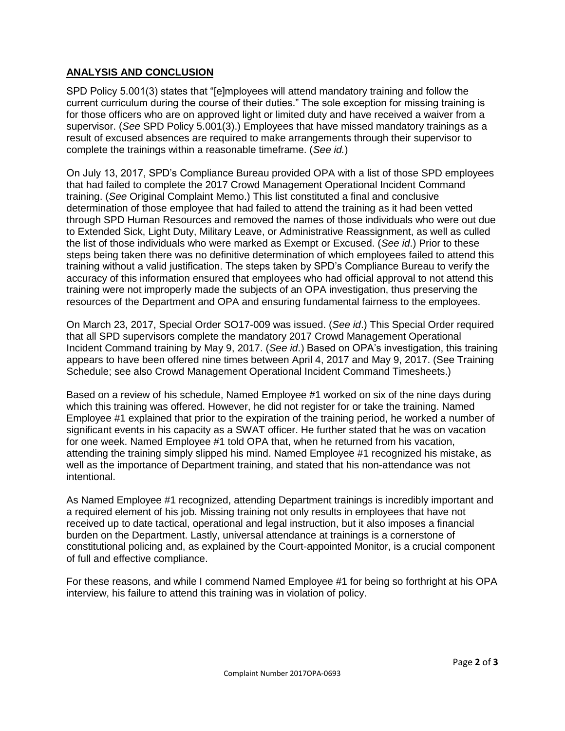## ANALYSIS AND CONCLUSION

SPD Policy 5.001(3) states that "[e]mployees will attend mandatory training and follow the current curriculum during the course of their duties." The sole exception for missing training is for those officers who are on approved light or limited duty and have received a waiver from a supervisor. (*See* SPD Policy 5.001(3).) Employees that have missed mandatory trainings as a result of excused absences are required to make arrangements through their supervisor to complete the trainings within a reasonable timeframe. (*See id.*)

On July 13, 2017, SPD's Compliance Bureau provided OPA with a list of those SPD employees that had failed to complete the 2017 Crowd Management Operational Incident Command training. (*See* Original Complaint Memo.) This list constituted a final and conclusive determination of those employee that had failed to attend the training as it had been vetted through SPD Human Resources and removed the names of those individuals who were out due to Extended Sick, Light Duty, Military Leave, or Administrative Reassignment, as well as culled the list of those individuals who were marked as Exempt or Excused. (*See id*.) Prior to these steps being taken there was no definitive determination of which employees failed to attend this training without a valid justification. The steps taken by SPD's Compliance Bureau to verify the accuracy of this information ensured that employees who had official approval to not attend this training were not improperly made the subjects of an OPA investigation, thus preserving the resources of the Department and OPA and ensuring fundamental fairness to the employees.

On March 23, 2017, Special Order SO17-009 was issued. (*See id*.) This Special Order required that all SPD supervisors complete the mandatory 2017 Crowd Management Operational Incident Command training by May 9, 2017. (*See id*.) Based on OPA's investigation, this training appears to have been offered nine times between April 4, 2017 and May 9, 2017. (See Training Schedule; see also Crowd Management Operational Incident Command Timesheets.)

Based on a review of his schedule, Named Employee #1 worked on six of the nine days during which this training was offered. However, he did not register for or take the training. Named Employee #1 explained that prior to the expiration of the training period, he worked a number of significant events in his capacity as a SWAT officer. He further stated that he was on vacation for one week. Named Employee #1 told OPA that, when he returned from his vacation, attending the training simply slipped his mind. Named Employee #1 recognized his mistake, as well as the importance of Department training, and stated that his non-attendance was not intentional.

As Named Employee #1 recognized, attending Department trainings is incredibly important and a required element of his job. Missing training not only results in employees that have not received up to date tactical, operational and legal instruction, but it also imposes a financial burden on the Department. Lastly, universal attendance at trainings is a cornerstone of constitutional policing and, as explained by the Court-appointed Monitor, is a crucial component of full and effective compliance.

For these reasons, and while I commend Named Employee #1 for being so forthright at his OPA interview, his failure to attend this training was in violation of policy.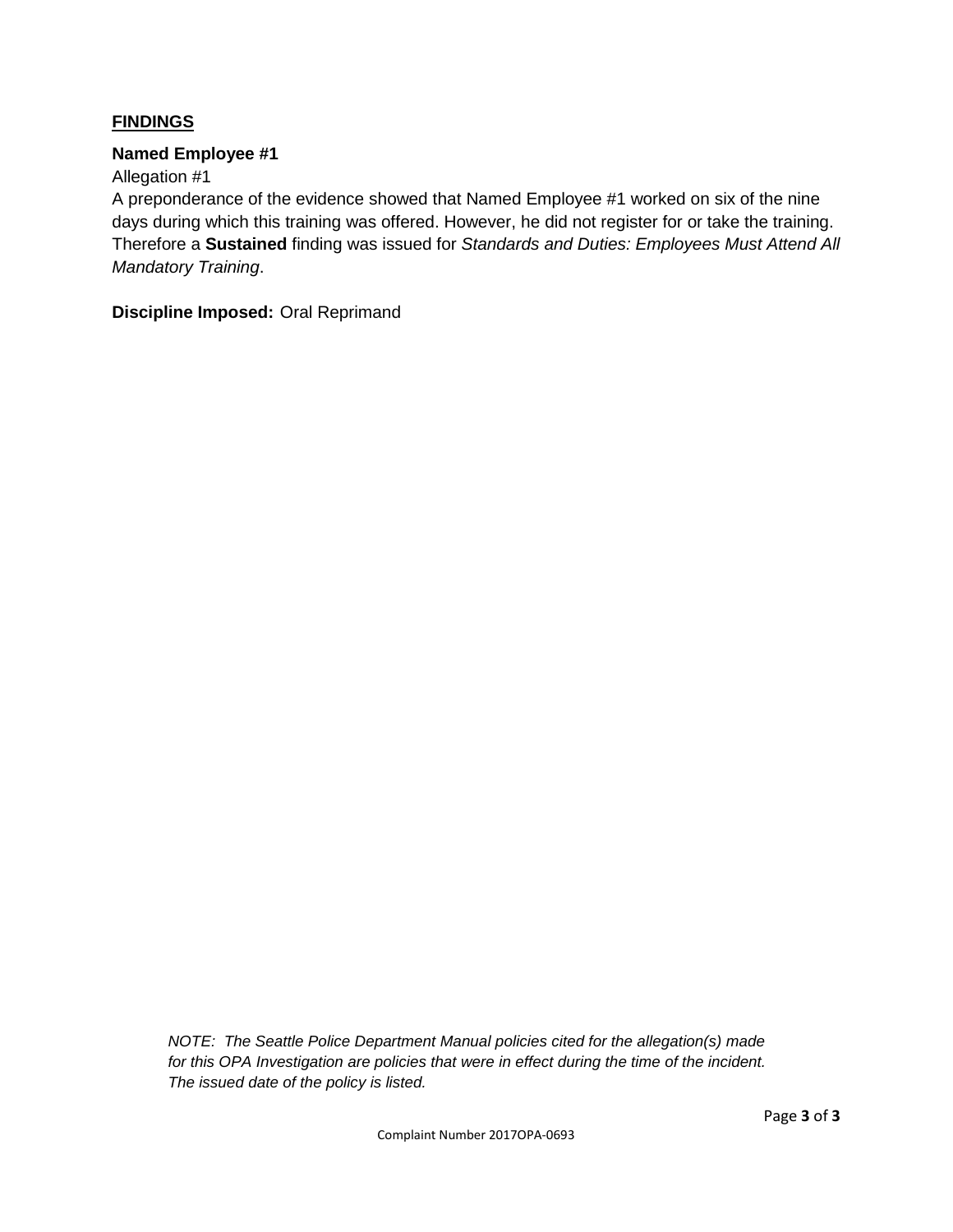## FINDINGS

**Named Employee #1**

Allegation #1

A preponderance of the evidence showed that Named Employee #1 worked on six of the nine days during which this training was offered. However, he did not register for or take the training. Therefore a **Sustained** finding was issued for *Standards and Duties: Employees Must Attend All Mandatory Training*.

**Discipline Imposed:** Oral Reprimand

*NOTE: The Seattle Police Department Manual policies cited for the allegation(s) made for this OPA Investigation are policies that were in effect during the time of the incident. The issued date of the policy is listed.*